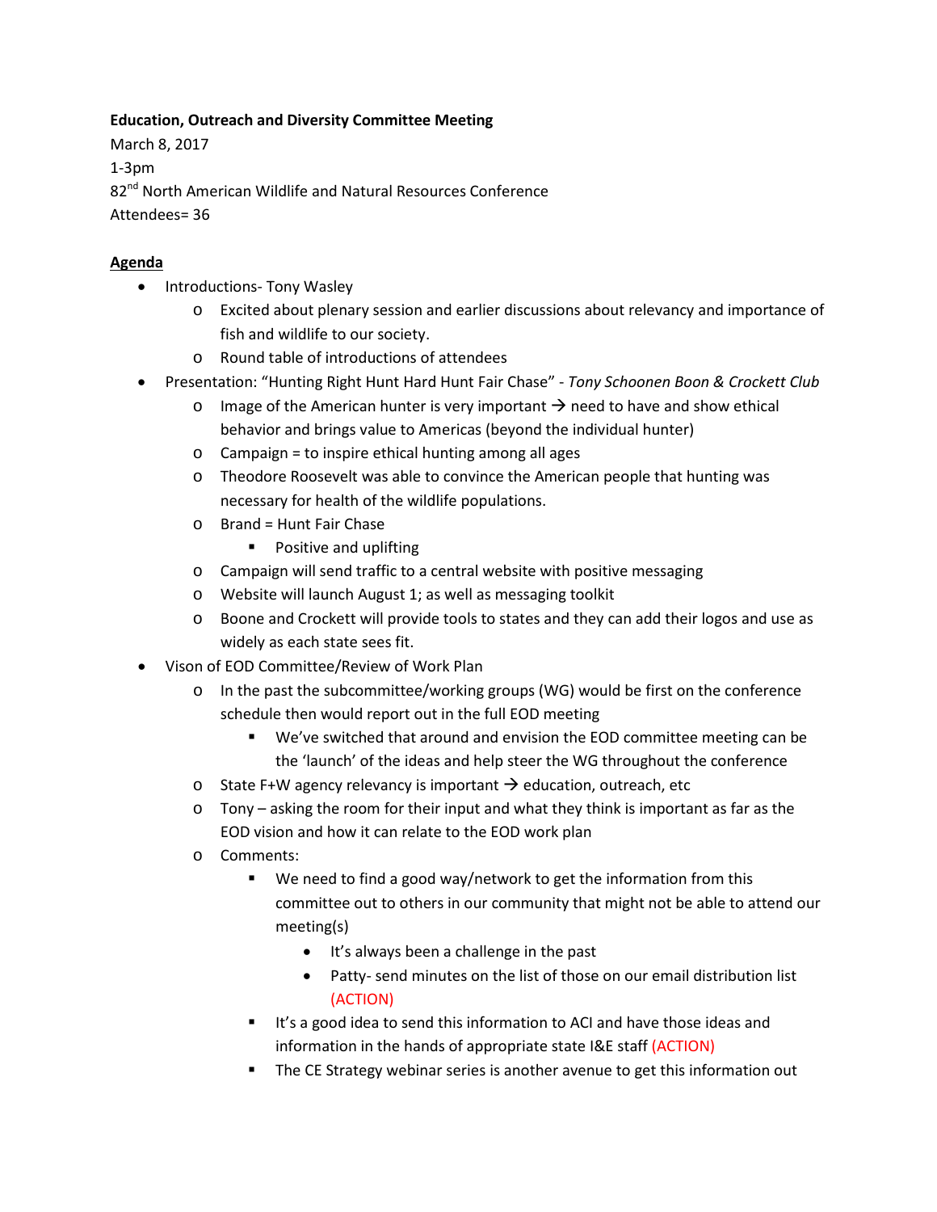**Education, Outreach and Diversity Committee Meeting**

March 8, 2017

1-3pm

82nd North American Wildlife and Natural Resources Conference

Attendees= 36

**Agenda**

- Introductions- Tony Wasley
  - Excited about plenary session and earlier discussions about relevancy and importance of fish and wildlife to our society.
  - Round table of introductions of attendees
- Presentation: "Hunting Right Hunt Hard Hunt Fair Chase" - *Tony Schoonen Boon & Crockett Club*
  - Image of the American hunter is very important → need to have and show ethical behavior and brings value to Americas (beyond the individual hunter)
  - Campaign = to inspire ethical hunting among all ages
  - Theodore Roosevelt was able to convince the American people that hunting was necessary for health of the wildlife populations.
  - Brand = Hunt Fair Chase
    - Positive and uplifting
  - Campaign will send traffic to a central website with positive messaging
  - Website will launch August 1; as well as messaging toolkit
  - Boone and Crockett will provide tools to states and they can add their logos and use as widely as each state sees fit.
- Vison of EOD Committee/Review of Work Plan
  - In the past the subcommittee/working groups (WG) would be first on the conference schedule then would report out in the full EOD meeting
    - We've switched that around and envision the EOD committee meeting can be the 'launch' of the ideas and help steer the WG throughout the conference
  - State F+W agency relevancy is important → education, outreach, etc
  - Tony – asking the room for their input and what they think is important as far as the EOD vision and how it can relate to the EOD work plan
  - Comments:
    - We need to find a good way/network to get the information from this committee out to others in our community that might not be able to attend our meeting(s)
      - It's always been a challenge in the past
      - Patty- send minutes on the list of those on our email distribution list (ACTION)
    - It's a good idea to send this information to ACI and have those ideas and information in the hands of appropriate state I&E staff (ACTION)
    - The CE Strategy webinar series is another avenue to get this information out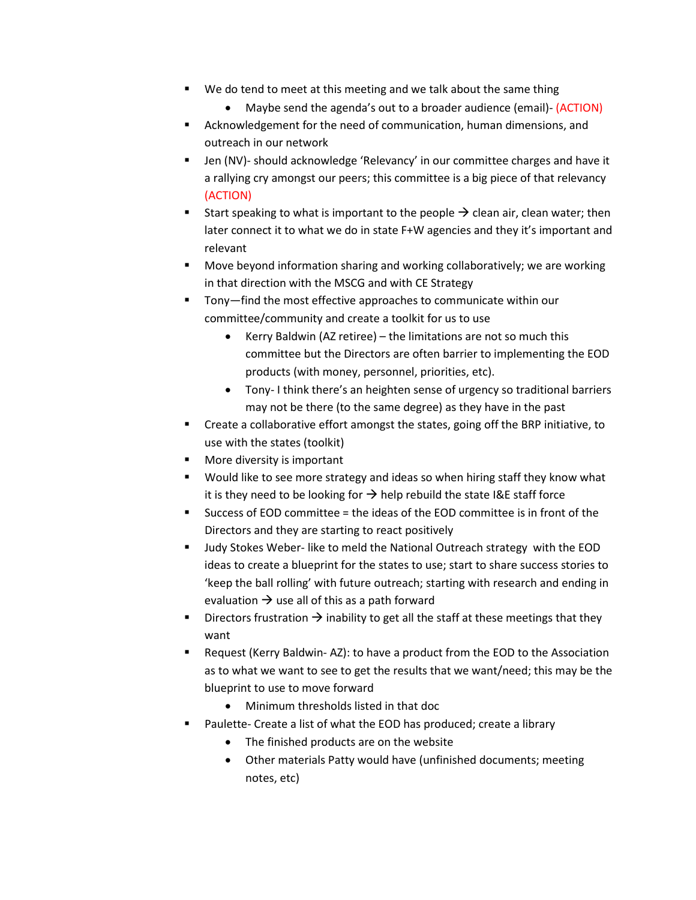- We do tend to meet at this meeting and we talk about the same thing
    - Maybe send the agenda's out to a broader audience (email)- (ACTION)
- Acknowledgement for the need of communication, human dimensions, and outreach in our network
- Jen (NV)- should acknowledge 'Relevancy' in our committee charges and have it a rallying cry amongst our peers; this committee is a big piece of that relevancy (ACTION)
- Start speaking to what is important to the people → clean air, clean water; then later connect it to what we do in state F+W agencies and they it's important and relevant
- Move beyond information sharing and working collaboratively; we are working in that direction with the MSCG and with CE Strategy
- Tony—find the most effective approaches to communicate within our committee/community and create a toolkit for us to use
    - Kerry Baldwin (AZ retiree) – the limitations are not so much this committee but the Directors are often barrier to implementing the EOD products (with money, personnel, priorities, etc).
    - Tony- I think there's an heighten sense of urgency so traditional barriers may not be there (to the same degree) as they have in the past
- Create a collaborative effort amongst the states, going off the BRP initiative, to use with the states (toolkit)
- More diversity is important
- Would like to see more strategy and ideas so when hiring staff they know what it is they need to be looking for → help rebuild the state I&E staff force
- Success of EOD committee = the ideas of the EOD committee is in front of the Directors and they are starting to react positively
- Judy Stokes Weber- like to meld the National Outreach strategy with the EOD ideas to create a blueprint for the states to use; start to share success stories to 'keep the ball rolling' with future outreach; starting with research and ending in evaluation → use all of this as a path forward
- Directors frustration → inability to get all the staff at these meetings that they want
- Request (Kerry Baldwin- AZ): to have a product from the EOD to the Association as to what we want to see to get the results that we want/need; this may be the blueprint to use to move forward
    - Minimum thresholds listed in that doc
- Paulette- Create a list of what the EOD has produced; create a library
    - The finished products are on the website
    - Other materials Patty would have (unfinished documents; meeting notes, etc)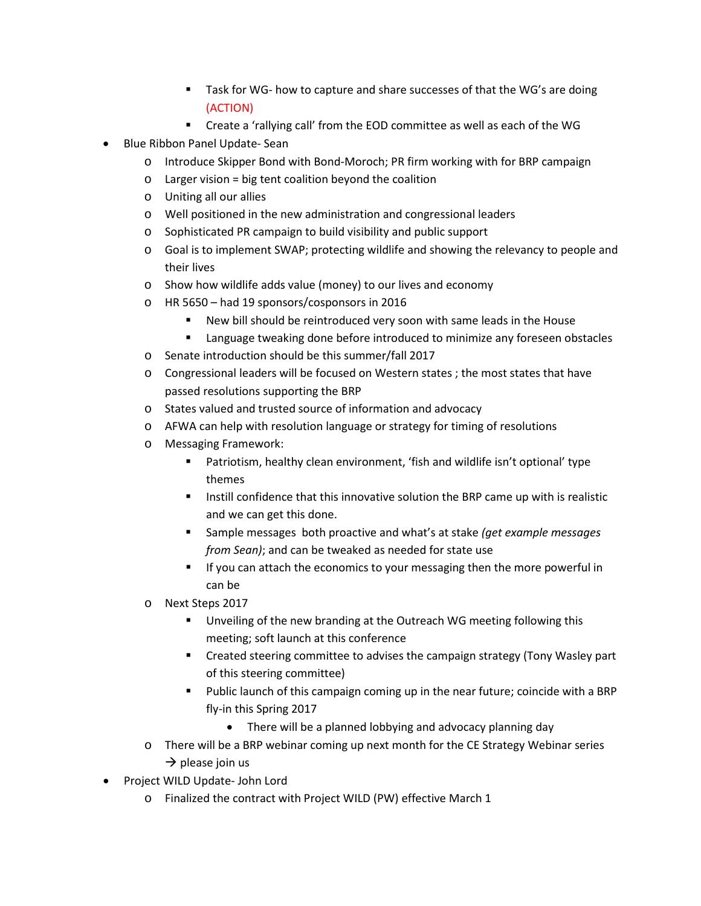- Task for WG- how to capture and share successes of that the WG's are doing (ACTION)
        - Create a 'rallying call' from the EOD committee as well as each of the WG
- Blue Ribbon Panel Update- Sean
    - Introduce Skipper Bond with Bond-Moroch; PR firm working with for BRP campaign
    - Larger vision = big tent coalition beyond the coalition
    - Uniting all our allies
    - Well positioned in the new administration and congressional leaders
    - Sophisticated PR campaign to build visibility and public support
    - Goal is to implement SWAP; protecting wildlife and showing the relevancy to people and their lives
    - Show how wildlife adds value (money) to our lives and economy
    - HR 5650 – had 19 sponsors/cosponsors in 2016
        - New bill should be reintroduced very soon with same leads in the House
        - Language tweaking done before introduced to minimize any foreseen obstacles
    - Senate introduction should be this summer/fall 2017
    - Congressional leaders will be focused on Western states ; the most states that have passed resolutions supporting the BRP
    - States valued and trusted source of information and advocacy
    - AFWA can help with resolution language or strategy for timing of resolutions
    - Messaging Framework:
        - Patriotism, healthy clean environment, 'fish and wildlife isn't optional' type themes
        - Instill confidence that this innovative solution the BRP came up with is realistic and we can get this done.
        - Sample messages both proactive and what's at stake *(get example messages from Sean)*; and can be tweaked as needed for state use
        - If you can attach the economics to your messaging then the more powerful in can be
    - Next Steps 2017
        - Unveiling of the new branding at the Outreach WG meeting following this meeting; soft launch at this conference
        - Created steering committee to advises the campaign strategy (Tony Wasley part of this steering committee)
        - Public launch of this campaign coming up in the near future; coincide with a BRP fly-in this Spring 2017
            - There will be a planned lobbying and advocacy planning day
    - There will be a BRP webinar coming up next month for the CE Strategy Webinar series → please join us
- Project WILD Update- John Lord
    - Finalized the contract with Project WILD (PW) effective March 1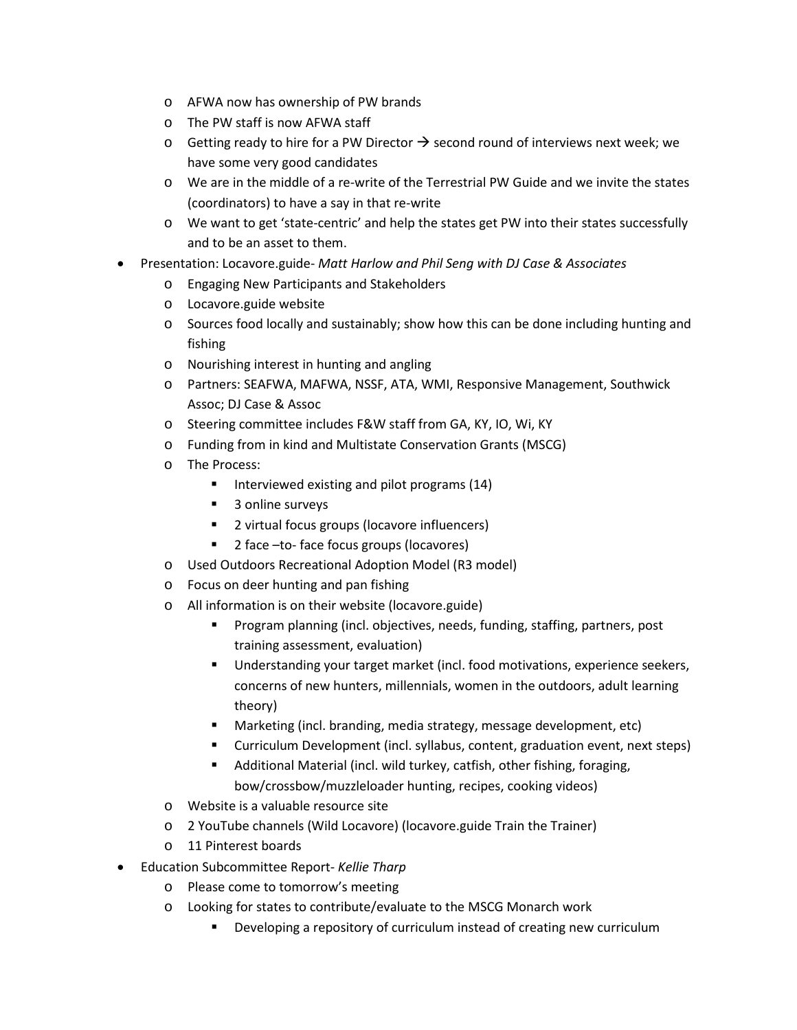- AFWA now has ownership of PW brands
  - The PW staff is now AFWA staff
  - Getting ready to hire for a PW Director → second round of interviews next week; we have some very good candidates
  - We are in the middle of a re-write of the Terrestrial PW Guide and we invite the states (coordinators) to have a say in that re-write
  - We want to get 'state-centric' and help the states get PW into their states successfully and to be an asset to them.

- Presentation: Locavore.guide- *Matt Harlow and Phil Seng with DJ Case & Associates*
  - Engaging New Participants and Stakeholders
  - Locavore.guide website
  - Sources food locally and sustainably; show how this can be done including hunting and fishing
  - Nourishing interest in hunting and angling
  - Partners: SEAFWA, MAFWA, NSSF, ATA, WMI, Responsive Management, Southwick Assoc; DJ Case & Assoc
  - Steering committee includes F&W staff from GA, KY, IO, Wi, KY
  - Funding from in kind and Multistate Conservation Grants (MSCG)
  - The Process:
    - Interviewed existing and pilot programs (14)
    - 3 online surveys
    - 2 virtual focus groups (locavore influencers)
    - 2 face –to- face focus groups (locavores)
  - Used Outdoors Recreational Adoption Model (R3 model)
  - Focus on deer hunting and pan fishing
  - All information is on their website (locavore.guide)
    - Program planning (incl. objectives, needs, funding, staffing, partners, post training assessment, evaluation)
    - Understanding your target market (incl. food motivations, experience seekers, concerns of new hunters, millennials, women in the outdoors, adult learning theory)
    - Marketing (incl. branding, media strategy, message development, etc)
    - Curriculum Development (incl. syllabus, content, graduation event, next steps)
    - Additional Material (incl. wild turkey, catfish, other fishing, foraging, bow/crossbow/muzzleloader hunting, recipes, cooking videos)
  - Website is a valuable resource site
  - 2 YouTube channels (Wild Locavore) (locavore.guide Train the Trainer)
  - 11 Pinterest boards

- Education Subcommittee Report- *Kellie Tharp*
  - Please come to tomorrow's meeting
  - Looking for states to contribute/evaluate to the MSCG Monarch work
    - Developing a repository of curriculum instead of creating new curriculum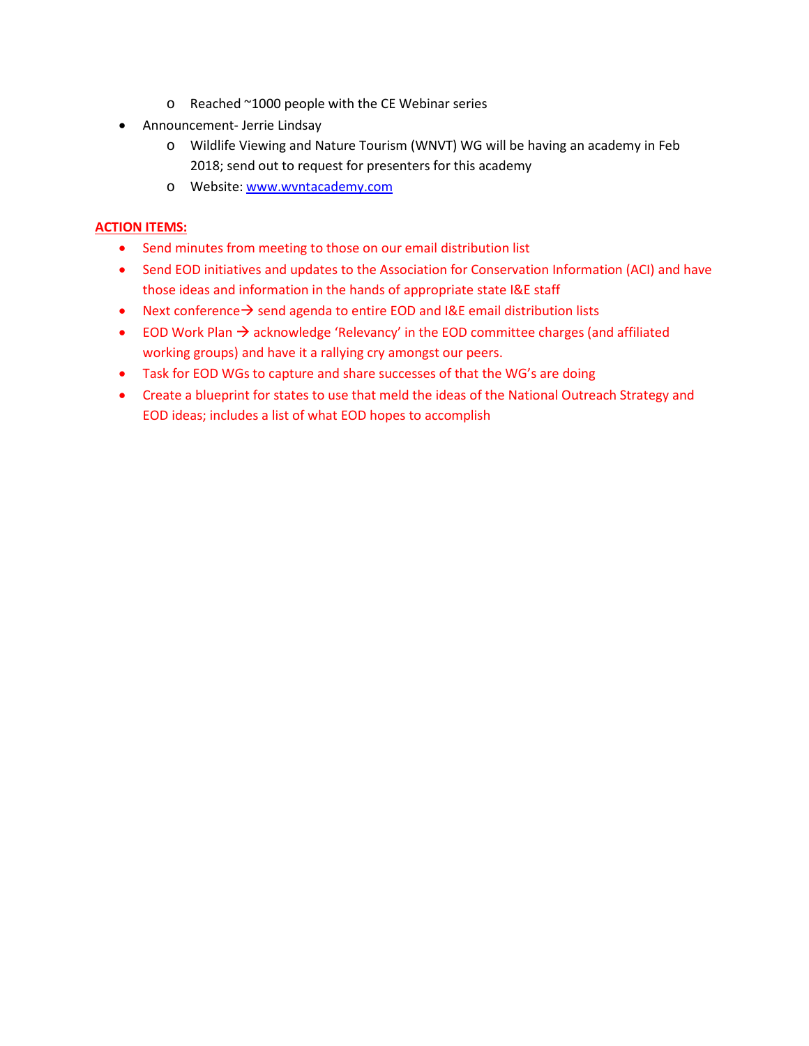- Reached ~1000 people with the CE Webinar series
- Announcement- Jerrie Lindsay
    - Wildlife Viewing and Nature Tourism (WNVT) WG will be having an academy in Feb 2018; send out to request for presenters for this academy
    - Website: [www.wvntacademy.com](http://www.wvntacademy.com)

**ACTION ITEMS:**

- Send minutes from meeting to those on our email distribution list
- Send EOD initiatives and updates to the Association for Conservation Information (ACI) and have those ideas and information in the hands of appropriate state I&E staff
- Next conference→ send agenda to entire EOD and I&E email distribution lists
- EOD Work Plan → acknowledge 'Relevancy' in the EOD committee charges (and affiliated working groups) and have it a rallying cry amongst our peers.
- Task for EOD WGs to capture and share successes of that the WG's are doing
- Create a blueprint for states to use that meld the ideas of the National Outreach Strategy and EOD ideas; includes a list of what EOD hopes to accomplish